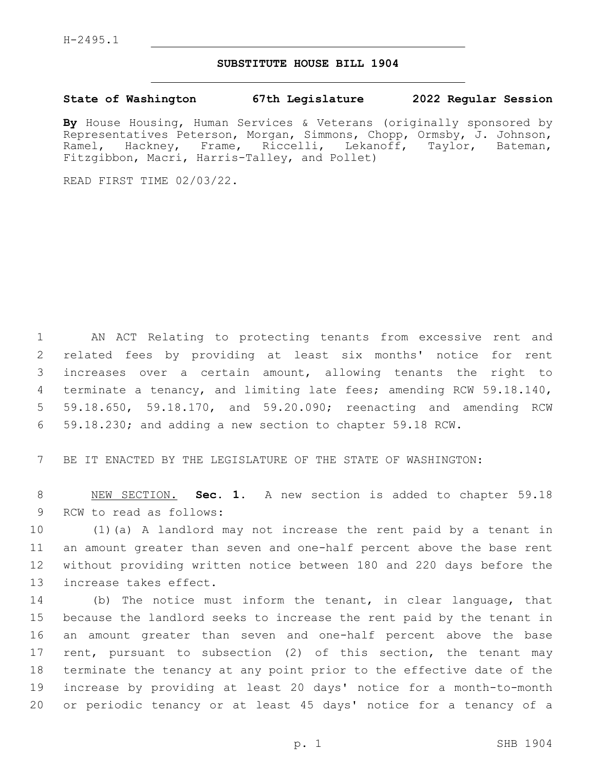H-2495.1

**SUBSTITUTE HOUSE BILL 1904**

**State of Washington 67th Legislature 2022 Regular Session**

**By** House Housing, Human Services & Veterans (originally sponsored by Representatives Peterson, Morgan, Simmons, Chopp, Ormsby, J. Johnson, Ramel, Hackney, Frame, Riccelli, Lekanoff, Taylor, Bateman, Fitzgibbon, Macri, Harris-Talley, and Pollet)

READ FIRST TIME 02/03/22.

AN ACT Relating to protecting tenants from excessive rent and related fees by providing at least six months' notice for rent increases over a certain amount, allowing tenants the right to terminate a tenancy, and limiting late fees; amending RCW 59.18.140, 59.18.650, 59.18.170, and 59.20.090; reenacting and amending RCW 59.18.230; and adding a new section to chapter 59.18 RCW.

BE IT ENACTED BY THE LEGISLATURE OF THE STATE OF WASHINGTON:

NEW SECTION. **Sec. 1.** A new section is added to chapter 59.18 RCW to read as follows:

(1)(a) A landlord may not increase the rent paid by a tenant in an amount greater than seven and one-half percent above the base rent without providing written notice between 180 and 220 days before the increase takes effect.

(b) The notice must inform the tenant, in clear language, that because the landlord seeks to increase the rent paid by the tenant in an amount greater than seven and one-half percent above the base rent, pursuant to subsection (2) of this section, the tenant may terminate the tenancy at any point prior to the effective date of the increase by providing at least 20 days' notice for a month-to-month or periodic tenancy or at least 45 days' notice for a tenancy of a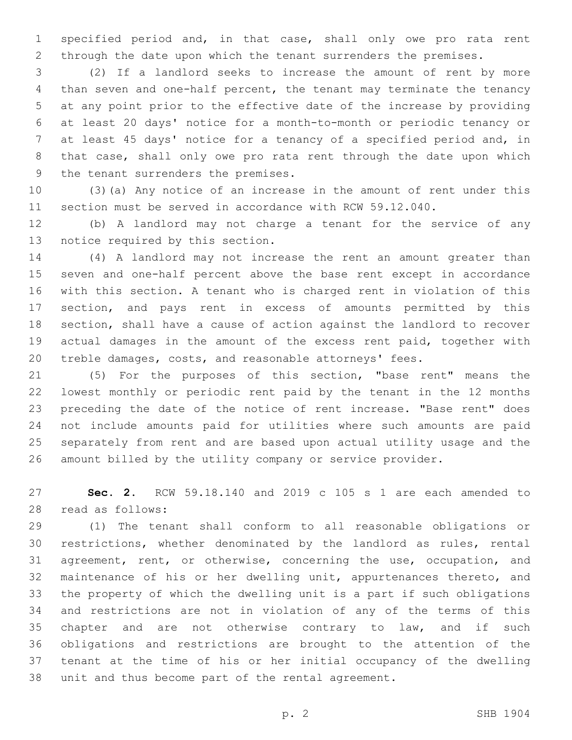specified period and, in that case, shall only owe pro rata rent through the date upon which the tenant surrenders the premises.

(2) If a landlord seeks to increase the amount of rent by more than seven and one-half percent, the tenant may terminate the tenancy at any point prior to the effective date of the increase by providing at least 20 days' notice for a month-to-month or periodic tenancy or at least 45 days' notice for a tenancy of a specified period and, in that case, shall only owe pro rata rent through the date upon which the tenant surrenders the premises.

(3)(a) Any notice of an increase in the amount of rent under this section must be served in accordance with RCW 59.12.040.

(b) A landlord may not charge a tenant for the service of any notice required by this section.

(4) A landlord may not increase the rent an amount greater than seven and one-half percent above the base rent except in accordance with this section. A tenant who is charged rent in violation of this section, and pays rent in excess of amounts permitted by this section, shall have a cause of action against the landlord to recover actual damages in the amount of the excess rent paid, together with treble damages, costs, and reasonable attorneys' fees.

(5) For the purposes of this section, "base rent" means the lowest monthly or periodic rent paid by the tenant in the 12 months preceding the date of the notice of rent increase. "Base rent" does not include amounts paid for utilities where such amounts are paid separately from rent and are based upon actual utility usage and the amount billed by the utility company or service provider.

**Sec. 2.** RCW 59.18.140 and 2019 c 105 s 1 are each amended to read as follows:

(1) The tenant shall conform to all reasonable obligations or restrictions, whether denominated by the landlord as rules, rental agreement, rent, or otherwise, concerning the use, occupation, and maintenance of his or her dwelling unit, appurtenances thereto, and the property of which the dwelling unit is a part if such obligations and restrictions are not in violation of any of the terms of this chapter and are not otherwise contrary to law, and if such obligations and restrictions are brought to the attention of the tenant at the time of his or her initial occupancy of the dwelling unit and thus become part of the rental agreement.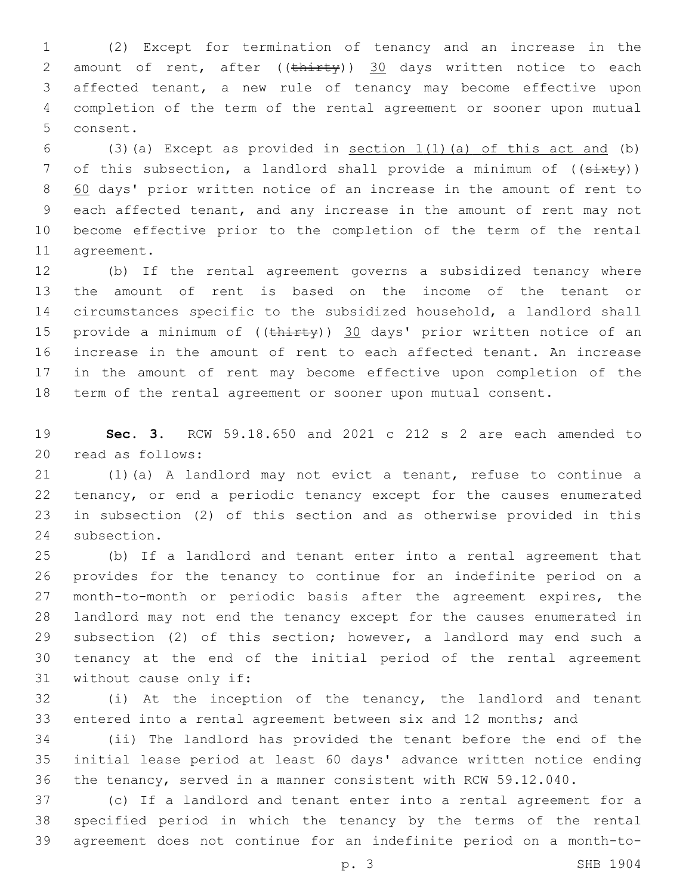(2) Except for termination of tenancy and an increase in the amount of rent, after ((~~thirty~~)) 30 days written notice to each affected tenant, a new rule of tenancy may become effective upon completion of the term of the rental agreement or sooner upon mutual consent.

(3)(a) Except as provided in section 1(1)(a) of this act and (b) of this subsection, a landlord shall provide a minimum of ((~~sixty~~)) 60 days' prior written notice of an increase in the amount of rent to each affected tenant, and any increase in the amount of rent may not become effective prior to the completion of the term of the rental agreement.

(b) If the rental agreement governs a subsidized tenancy where the amount of rent is based on the income of the tenant or circumstances specific to the subsidized household, a landlord shall provide a minimum of ((~~thirty~~)) 30 days' prior written notice of an increase in the amount of rent to each affected tenant. An increase in the amount of rent may become effective upon completion of the term of the rental agreement or sooner upon mutual consent.

**Sec. 3.** RCW 59.18.650 and 2021 c 212 s 2 are each amended to read as follows:

(1)(a) A landlord may not evict a tenant, refuse to continue a tenancy, or end a periodic tenancy except for the causes enumerated in subsection (2) of this section and as otherwise provided in this subsection.

(b) If a landlord and tenant enter into a rental agreement that provides for the tenancy to continue for an indefinite period on a month-to-month or periodic basis after the agreement expires, the landlord may not end the tenancy except for the causes enumerated in subsection (2) of this section; however, a landlord may end such a tenancy at the end of the initial period of the rental agreement without cause only if:

(i) At the inception of the tenancy, the landlord and tenant entered into a rental agreement between six and 12 months; and

(ii) The landlord has provided the tenant before the end of the initial lease period at least 60 days' advance written notice ending the tenancy, served in a manner consistent with RCW 59.12.040.

(c) If a landlord and tenant enter into a rental agreement for a specified period in which the tenancy by the terms of the rental agreement does not continue for an indefinite period on a month-to-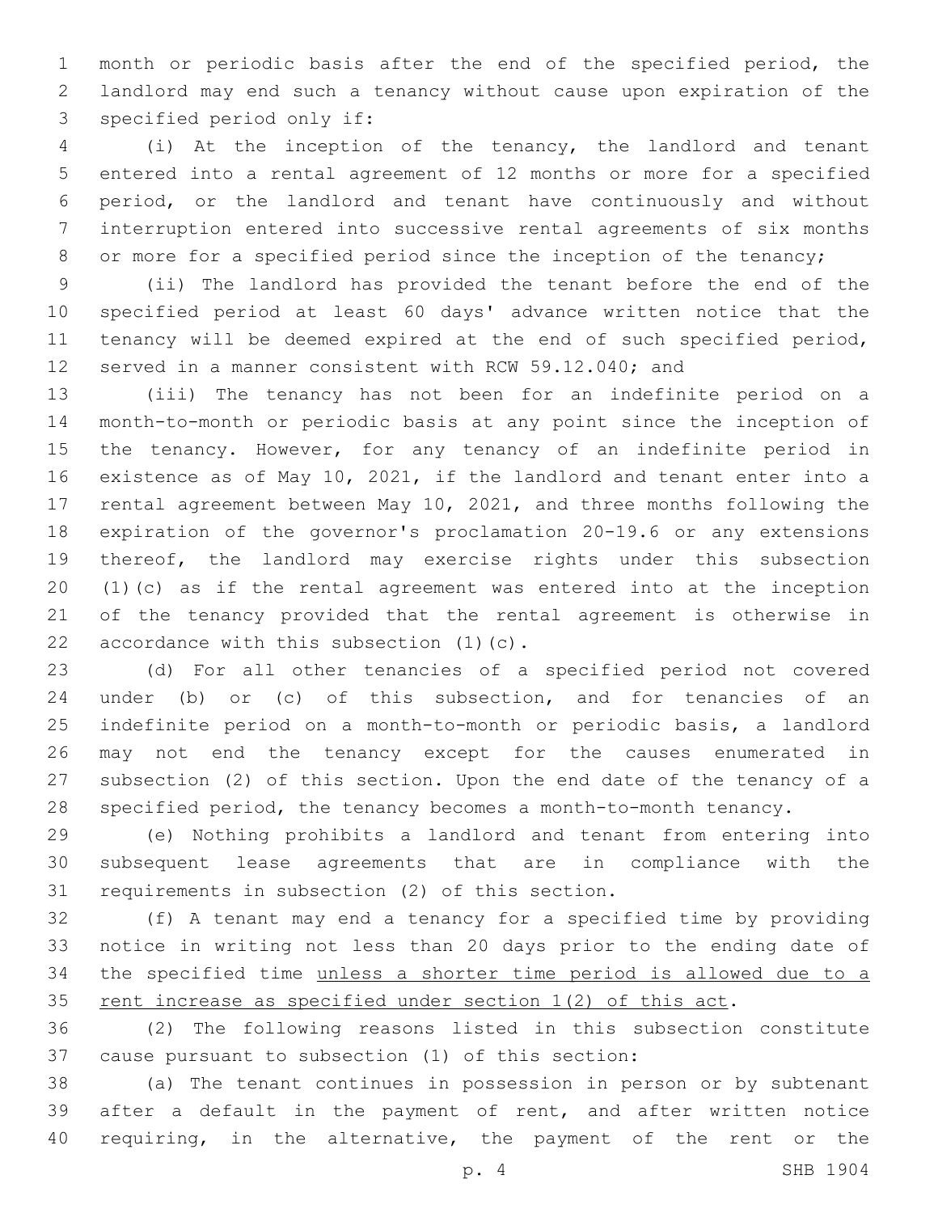month or periodic basis after the end of the specified period, the landlord may end such a tenancy without cause upon expiration of the specified period only if:

(i) At the inception of the tenancy, the landlord and tenant entered into a rental agreement of 12 months or more for a specified period, or the landlord and tenant have continuously and without interruption entered into successive rental agreements of six months or more for a specified period since the inception of the tenancy;

(ii) The landlord has provided the tenant before the end of the specified period at least 60 days' advance written notice that the tenancy will be deemed expired at the end of such specified period, served in a manner consistent with RCW 59.12.040; and

(iii) The tenancy has not been for an indefinite period on a month-to-month or periodic basis at any point since the inception of the tenancy. However, for any tenancy of an indefinite period in existence as of May 10, 2021, if the landlord and tenant enter into a rental agreement between May 10, 2021, and three months following the expiration of the governor's proclamation 20-19.6 or any extensions thereof, the landlord may exercise rights under this subsection (1)(c) as if the rental agreement was entered into at the inception of the tenancy provided that the rental agreement is otherwise in accordance with this subsection (1)(c).

(d) For all other tenancies of a specified period not covered under (b) or (c) of this subsection, and for tenancies of an indefinite period on a month-to-month or periodic basis, a landlord may not end the tenancy except for the causes enumerated in subsection (2) of this section. Upon the end date of the tenancy of a specified period, the tenancy becomes a month-to-month tenancy.

(e) Nothing prohibits a landlord and tenant from entering into subsequent lease agreements that are in compliance with the requirements in subsection (2) of this section.

(f) A tenant may end a tenancy for a specified time by providing notice in writing not less than 20 days prior to the ending date of the specified time <u>unless a shorter time period is allowed due to a rent increase as specified under section 1(2) of this act</u>.

(2) The following reasons listed in this subsection constitute cause pursuant to subsection (1) of this section:

(a) The tenant continues in possession in person or by subtenant after a default in the payment of rent, and after written notice requiring, in the alternative, the payment of the rent or the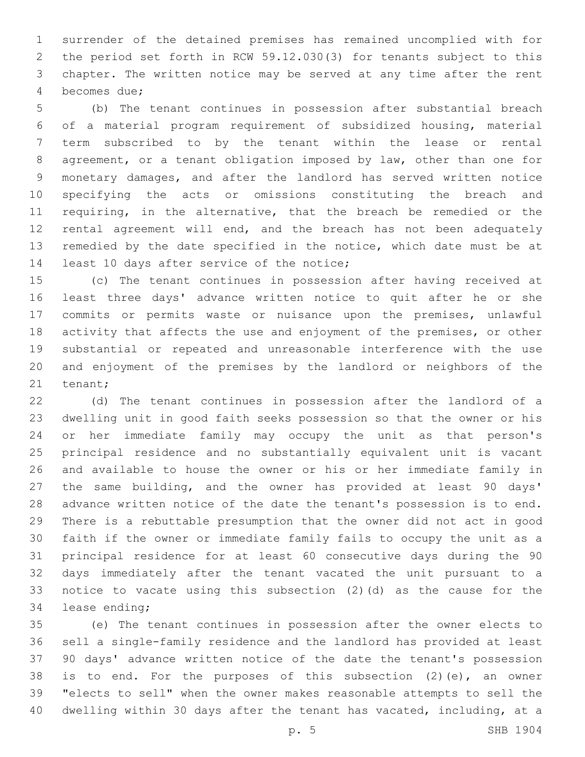surrender of the detained premises has remained uncomplied with for the period set forth in RCW 59.12.030(3) for tenants subject to this chapter. The written notice may be served at any time after the rent becomes due;

(b) The tenant continues in possession after substantial breach of a material program requirement of subsidized housing, material term subscribed to by the tenant within the lease or rental agreement, or a tenant obligation imposed by law, other than one for monetary damages, and after the landlord has served written notice specifying the acts or omissions constituting the breach and requiring, in the alternative, that the breach be remedied or the rental agreement will end, and the breach has not been adequately remedied by the date specified in the notice, which date must be at least 10 days after service of the notice;

(c) The tenant continues in possession after having received at least three days' advance written notice to quit after he or she commits or permits waste or nuisance upon the premises, unlawful activity that affects the use and enjoyment of the premises, or other substantial or repeated and unreasonable interference with the use and enjoyment of the premises by the landlord or neighbors of the tenant;

(d) The tenant continues in possession after the landlord of a dwelling unit in good faith seeks possession so that the owner or his or her immediate family may occupy the unit as that person's principal residence and no substantially equivalent unit is vacant and available to house the owner or his or her immediate family in the same building, and the owner has provided at least 90 days' advance written notice of the date the tenant's possession is to end. There is a rebuttable presumption that the owner did not act in good faith if the owner or immediate family fails to occupy the unit as a principal residence for at least 60 consecutive days during the 90 days immediately after the tenant vacated the unit pursuant to a notice to vacate using this subsection (2)(d) as the cause for the lease ending;

(e) The tenant continues in possession after the owner elects to sell a single-family residence and the landlord has provided at least 90 days' advance written notice of the date the tenant's possession is to end. For the purposes of this subsection (2)(e), an owner "elects to sell" when the owner makes reasonable attempts to sell the dwelling within 30 days after the tenant has vacated, including, at a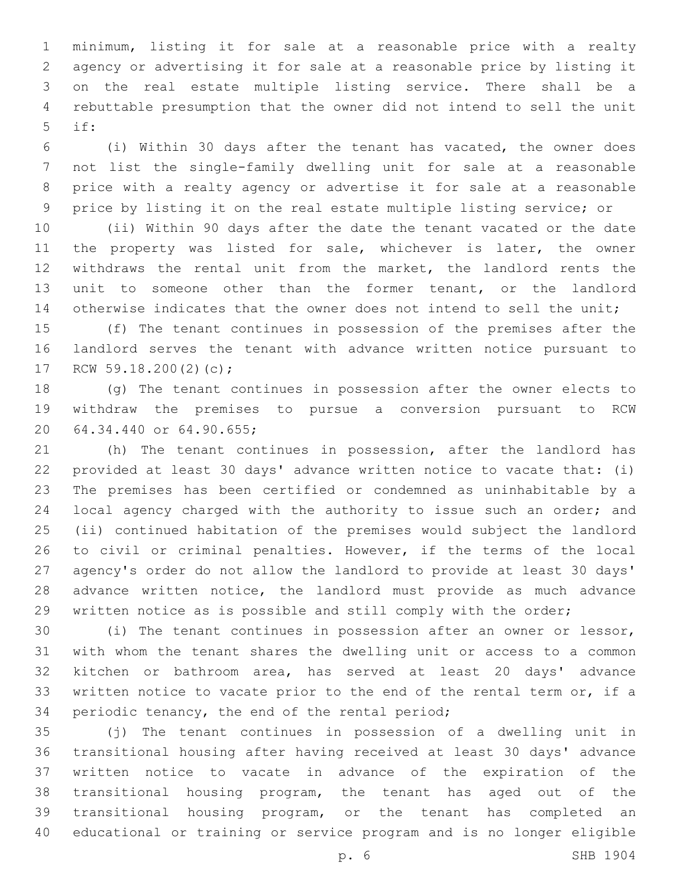minimum, listing it for sale at a reasonable price with a realty agency or advertising it for sale at a reasonable price by listing it on the real estate multiple listing service. There shall be a rebuttable presumption that the owner did not intend to sell the unit if:

(i) Within 30 days after the tenant has vacated, the owner does not list the single-family dwelling unit for sale at a reasonable price with a realty agency or advertise it for sale at a reasonable price by listing it on the real estate multiple listing service; or

(ii) Within 90 days after the date the tenant vacated or the date the property was listed for sale, whichever is later, the owner withdraws the rental unit from the market, the landlord rents the unit to someone other than the former tenant, or the landlord otherwise indicates that the owner does not intend to sell the unit;

(f) The tenant continues in possession of the premises after the landlord serves the tenant with advance written notice pursuant to RCW 59.18.200(2)(c);

(g) The tenant continues in possession after the owner elects to withdraw the premises to pursue a conversion pursuant to RCW 64.34.440 or 64.90.655;

(h) The tenant continues in possession, after the landlord has provided at least 30 days' advance written notice to vacate that: (i) The premises has been certified or condemned as uninhabitable by a local agency charged with the authority to issue such an order; and (ii) continued habitation of the premises would subject the landlord to civil or criminal penalties. However, if the terms of the local agency's order do not allow the landlord to provide at least 30 days' advance written notice, the landlord must provide as much advance written notice as is possible and still comply with the order;

(i) The tenant continues in possession after an owner or lessor, with whom the tenant shares the dwelling unit or access to a common kitchen or bathroom area, has served at least 20 days' advance written notice to vacate prior to the end of the rental term or, if a periodic tenancy, the end of the rental period;

(j) The tenant continues in possession of a dwelling unit in transitional housing after having received at least 30 days' advance written notice to vacate in advance of the expiration of the transitional housing program, the tenant has aged out of the transitional housing program, or the tenant has completed an educational or training or service program and is no longer eligible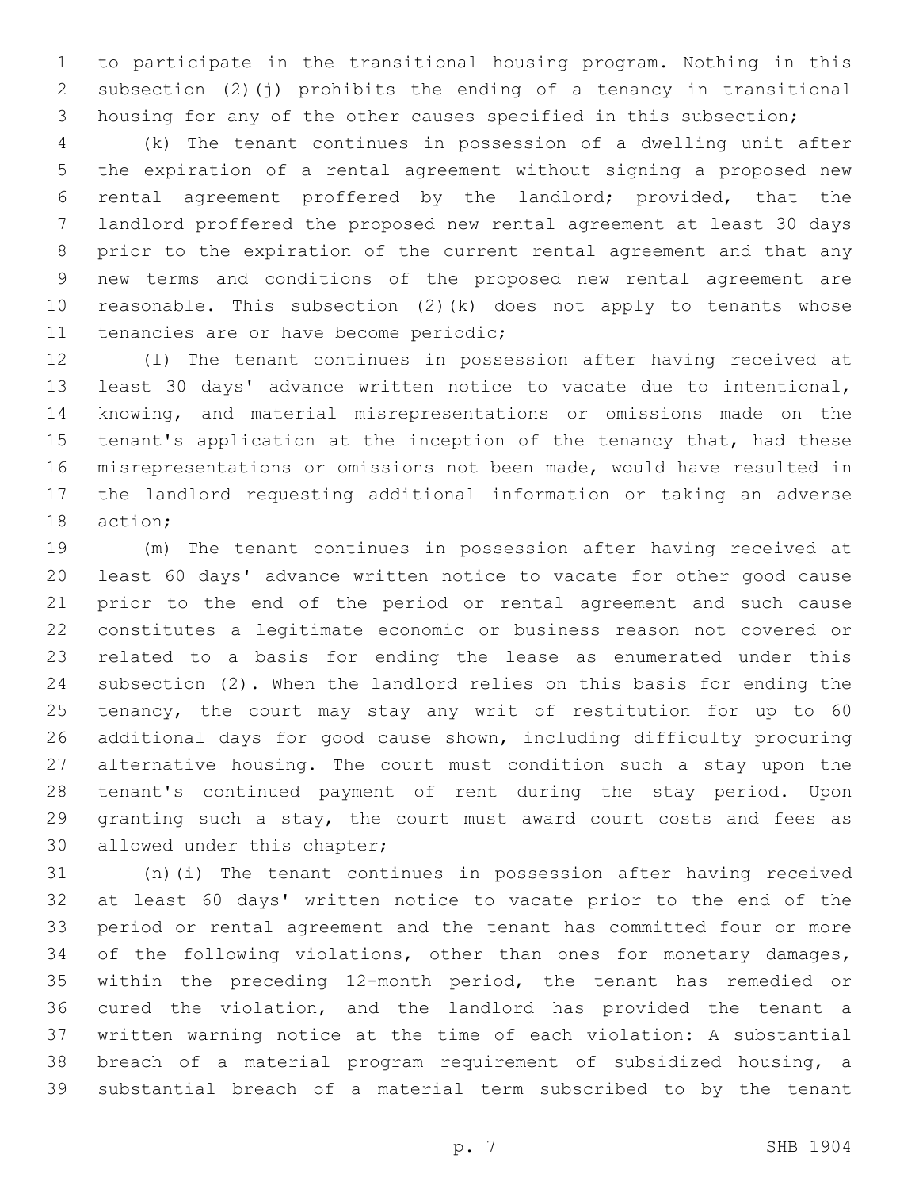to participate in the transitional housing program. Nothing in this subsection (2)(j) prohibits the ending of a tenancy in transitional housing for any of the other causes specified in this subsection;

(k) The tenant continues in possession of a dwelling unit after the expiration of a rental agreement without signing a proposed new rental agreement proffered by the landlord; provided, that the landlord proffered the proposed new rental agreement at least 30 days prior to the expiration of the current rental agreement and that any new terms and conditions of the proposed new rental agreement are reasonable. This subsection (2)(k) does not apply to tenants whose tenancies are or have become periodic;

(l) The tenant continues in possession after having received at least 30 days' advance written notice to vacate due to intentional, knowing, and material misrepresentations or omissions made on the tenant's application at the inception of the tenancy that, had these misrepresentations or omissions not been made, would have resulted in the landlord requesting additional information or taking an adverse action;

(m) The tenant continues in possession after having received at least 60 days' advance written notice to vacate for other good cause prior to the end of the period or rental agreement and such cause constitutes a legitimate economic or business reason not covered or related to a basis for ending the lease as enumerated under this subsection (2). When the landlord relies on this basis for ending the tenancy, the court may stay any writ of restitution for up to 60 additional days for good cause shown, including difficulty procuring alternative housing. The court must condition such a stay upon the tenant's continued payment of rent during the stay period. Upon granting such a stay, the court must award court costs and fees as allowed under this chapter;

(n)(i) The tenant continues in possession after having received at least 60 days' written notice to vacate prior to the end of the period or rental agreement and the tenant has committed four or more of the following violations, other than ones for monetary damages, within the preceding 12-month period, the tenant has remedied or cured the violation, and the landlord has provided the tenant a written warning notice at the time of each violation: A substantial breach of a material program requirement of subsidized housing, a substantial breach of a material term subscribed to by the tenant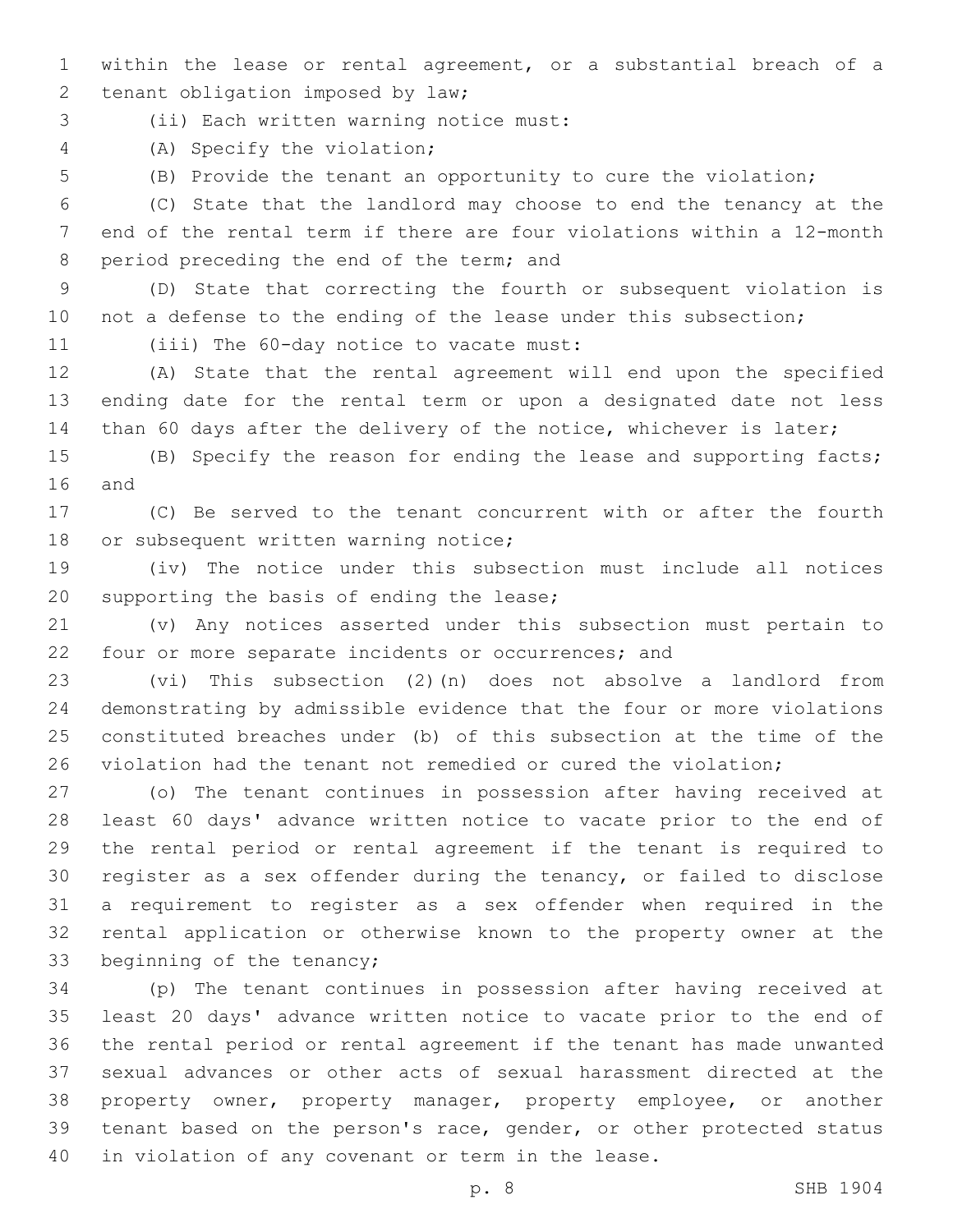within the lease or rental agreement, or a substantial breach of a tenant obligation imposed by law;

(ii) Each written warning notice must:

(A) Specify the violation;

(B) Provide the tenant an opportunity to cure the violation;

(C) State that the landlord may choose to end the tenancy at the end of the rental term if there are four violations within a 12-month period preceding the end of the term; and

(D) State that correcting the fourth or subsequent violation is not a defense to the ending of the lease under this subsection;

(iii) The 60-day notice to vacate must:

(A) State that the rental agreement will end upon the specified ending date for the rental term or upon a designated date not less than 60 days after the delivery of the notice, whichever is later;

(B) Specify the reason for ending the lease and supporting facts; and

(C) Be served to the tenant concurrent with or after the fourth or subsequent written warning notice;

(iv) The notice under this subsection must include all notices supporting the basis of ending the lease;

(v) Any notices asserted under this subsection must pertain to four or more separate incidents or occurrences; and

(vi) This subsection (2)(n) does not absolve a landlord from demonstrating by admissible evidence that the four or more violations constituted breaches under (b) of this subsection at the time of the violation had the tenant not remedied or cured the violation;

(o) The tenant continues in possession after having received at least 60 days' advance written notice to vacate prior to the end of the rental period or rental agreement if the tenant is required to register as a sex offender during the tenancy, or failed to disclose a requirement to register as a sex offender when required in the rental application or otherwise known to the property owner at the beginning of the tenancy;

(p) The tenant continues in possession after having received at least 20 days' advance written notice to vacate prior to the end of the rental period or rental agreement if the tenant has made unwanted sexual advances or other acts of sexual harassment directed at the property owner, property manager, property employee, or another tenant based on the person's race, gender, or other protected status in violation of any covenant or term in the lease.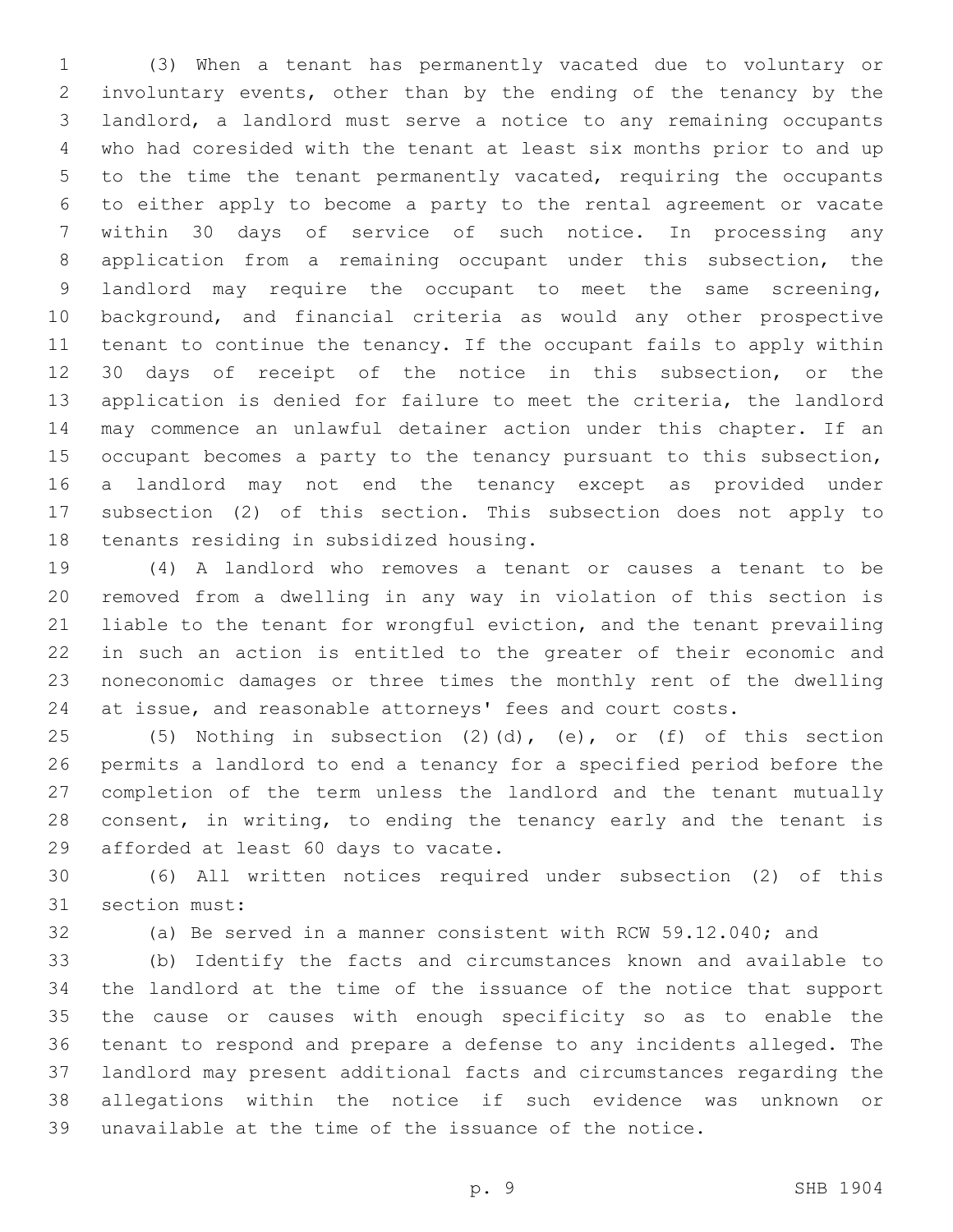(3) When a tenant has permanently vacated due to voluntary or involuntary events, other than by the ending of the tenancy by the landlord, a landlord must serve a notice to any remaining occupants who had coresided with the tenant at least six months prior to and up to the time the tenant permanently vacated, requiring the occupants to either apply to become a party to the rental agreement or vacate within 30 days of service of such notice. In processing any application from a remaining occupant under this subsection, the landlord may require the occupant to meet the same screening, background, and financial criteria as would any other prospective tenant to continue the tenancy. If the occupant fails to apply within 30 days of receipt of the notice in this subsection, or the application is denied for failure to meet the criteria, the landlord may commence an unlawful detainer action under this chapter. If an occupant becomes a party to the tenancy pursuant to this subsection, a landlord may not end the tenancy except as provided under subsection (2) of this section. This subsection does not apply to tenants residing in subsidized housing.

(4) A landlord who removes a tenant or causes a tenant to be removed from a dwelling in any way in violation of this section is liable to the tenant for wrongful eviction, and the tenant prevailing in such an action is entitled to the greater of their economic and noneconomic damages or three times the monthly rent of the dwelling at issue, and reasonable attorneys' fees and court costs.

(5) Nothing in subsection (2)(d), (e), or (f) of this section permits a landlord to end a tenancy for a specified period before the completion of the term unless the landlord and the tenant mutually consent, in writing, to ending the tenancy early and the tenant is afforded at least 60 days to vacate.

(6) All written notices required under subsection (2) of this section must:

(a) Be served in a manner consistent with RCW 59.12.040; and

(b) Identify the facts and circumstances known and available to the landlord at the time of the issuance of the notice that support the cause or causes with enough specificity so as to enable the tenant to respond and prepare a defense to any incidents alleged. The landlord may present additional facts and circumstances regarding the allegations within the notice if such evidence was unknown or unavailable at the time of the issuance of the notice.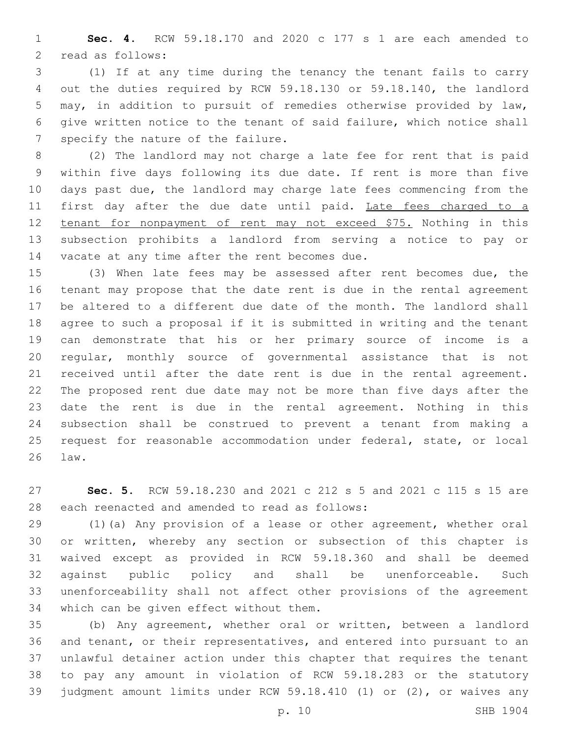**Sec. 4.** RCW 59.18.170 and 2020 c 177 s 1 are each amended to read as follows:

(1) If at any time during the tenancy the tenant fails to carry out the duties required by RCW 59.18.130 or 59.18.140, the landlord may, in addition to pursuit of remedies otherwise provided by law, give written notice to the tenant of said failure, which notice shall specify the nature of the failure.

(2) The landlord may not charge a late fee for rent that is paid within five days following its due date. If rent is more than five days past due, the landlord may charge late fees commencing from the first day after the due date until paid. <u>Late fees charged to a tenant for nonpayment of rent may not exceed $75.</u> Nothing in this subsection prohibits a landlord from serving a notice to pay or vacate at any time after the rent becomes due.

(3) When late fees may be assessed after rent becomes due, the tenant may propose that the date rent is due in the rental agreement be altered to a different due date of the month. The landlord shall agree to such a proposal if it is submitted in writing and the tenant can demonstrate that his or her primary source of income is a regular, monthly source of governmental assistance that is not received until after the date rent is due in the rental agreement. The proposed rent due date may not be more than five days after the date the rent is due in the rental agreement. Nothing in this subsection shall be construed to prevent a tenant from making a request for reasonable accommodation under federal, state, or local law.

**Sec. 5.** RCW 59.18.230 and 2021 c 212 s 5 and 2021 c 115 s 15 are each reenacted and amended to read as follows:

(1)(a) Any provision of a lease or other agreement, whether oral or written, whereby any section or subsection of this chapter is waived except as provided in RCW 59.18.360 and shall be deemed against public policy and shall be unenforceable. Such unenforceability shall not affect other provisions of the agreement which can be given effect without them.

(b) Any agreement, whether oral or written, between a landlord and tenant, or their representatives, and entered into pursuant to an unlawful detainer action under this chapter that requires the tenant to pay any amount in violation of RCW 59.18.283 or the statutory judgment amount limits under RCW 59.18.410 (1) or (2), or waives any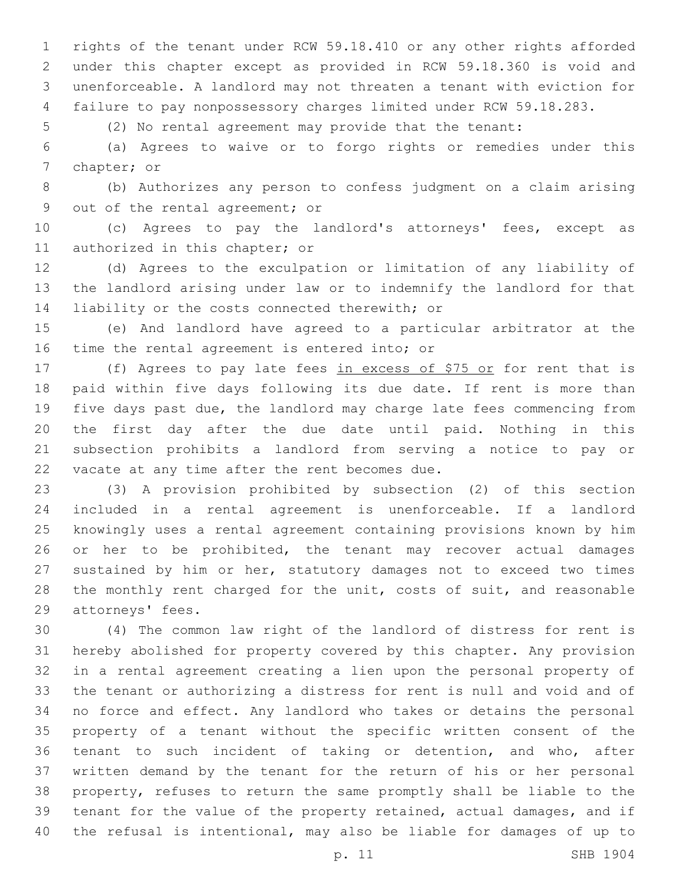rights of the tenant under RCW 59.18.410 or any other rights afforded under this chapter except as provided in RCW 59.18.360 is void and unenforceable. A landlord may not threaten a tenant with eviction for failure to pay nonpossessory charges limited under RCW 59.18.283.

(2) No rental agreement may provide that the tenant:

(a) Agrees to waive or to forgo rights or remedies under this chapter; or

(b) Authorizes any person to confess judgment on a claim arising out of the rental agreement; or

(c) Agrees to pay the landlord's attorneys' fees, except as authorized in this chapter; or

(d) Agrees to the exculpation or limitation of any liability of the landlord arising under law or to indemnify the landlord for that liability or the costs connected therewith; or

(e) And landlord have agreed to a particular arbitrator at the time the rental agreement is entered into; or

(f) Agrees to pay late fees <u>in excess of $75 or</u> for rent that is paid within five days following its due date. If rent is more than five days past due, the landlord may charge late fees commencing from the first day after the due date until paid. Nothing in this subsection prohibits a landlord from serving a notice to pay or vacate at any time after the rent becomes due.

(3) A provision prohibited by subsection (2) of this section included in a rental agreement is unenforceable. If a landlord knowingly uses a rental agreement containing provisions known by him or her to be prohibited, the tenant may recover actual damages sustained by him or her, statutory damages not to exceed two times the monthly rent charged for the unit, costs of suit, and reasonable attorneys' fees.

(4) The common law right of the landlord of distress for rent is hereby abolished for property covered by this chapter. Any provision in a rental agreement creating a lien upon the personal property of the tenant or authorizing a distress for rent is null and void and of no force and effect. Any landlord who takes or detains the personal property of a tenant without the specific written consent of the tenant to such incident of taking or detention, and who, after written demand by the tenant for the return of his or her personal property, refuses to return the same promptly shall be liable to the tenant for the value of the property retained, actual damages, and if the refusal is intentional, may also be liable for damages of up to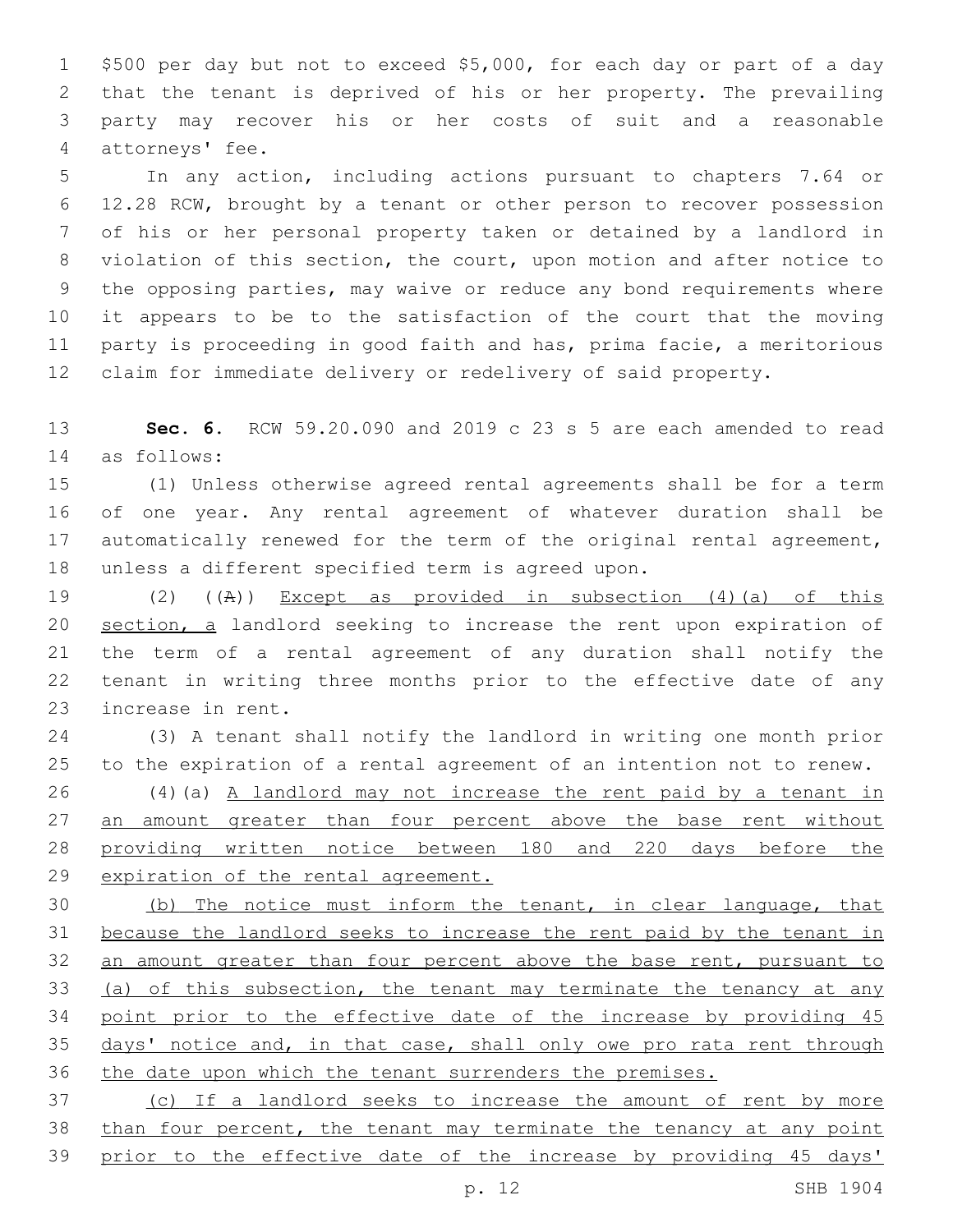$500 per day but not to exceed $5,000, for each day or part of a day that the tenant is deprived of his or her property. The prevailing party may recover his or her costs of suit and a reasonable attorneys' fee.

In any action, including actions pursuant to chapters 7.64 or 12.28 RCW, brought by a tenant or other person to recover possession of his or her personal property taken or detained by a landlord in violation of this section, the court, upon motion and after notice to the opposing parties, may waive or reduce any bond requirements where it appears to be to the satisfaction of the court that the moving party is proceeding in good faith and has, prima facie, a meritorious claim for immediate delivery or redelivery of said property.

**Sec. 6.** RCW 59.20.090 and 2019 c 23 s 5 are each amended to read as follows:

(1) Unless otherwise agreed rental agreements shall be for a term of one year. Any rental agreement of whatever duration shall be automatically renewed for the term of the original rental agreement, unless a different specified term is agreed upon.

(2) ((A)) Except as provided in subsection (4)(a) of this section, a landlord seeking to increase the rent upon expiration of the term of a rental agreement of any duration shall notify the tenant in writing three months prior to the effective date of any increase in rent.

(3) A tenant shall notify the landlord in writing one month prior to the expiration of a rental agreement of an intention not to renew.

(4)(a) A landlord may not increase the rent paid by a tenant in an amount greater than four percent above the base rent without providing written notice between 180 and 220 days before the expiration of the rental agreement.

(b) The notice must inform the tenant, in clear language, that because the landlord seeks to increase the rent paid by the tenant in an amount greater than four percent above the base rent, pursuant to (a) of this subsection, the tenant may terminate the tenancy at any point prior to the effective date of the increase by providing 45 days' notice and, in that case, shall only owe pro rata rent through the date upon which the tenant surrenders the premises.

(c) If a landlord seeks to increase the amount of rent by more than four percent, the tenant may terminate the tenancy at any point prior to the effective date of the increase by providing 45 days'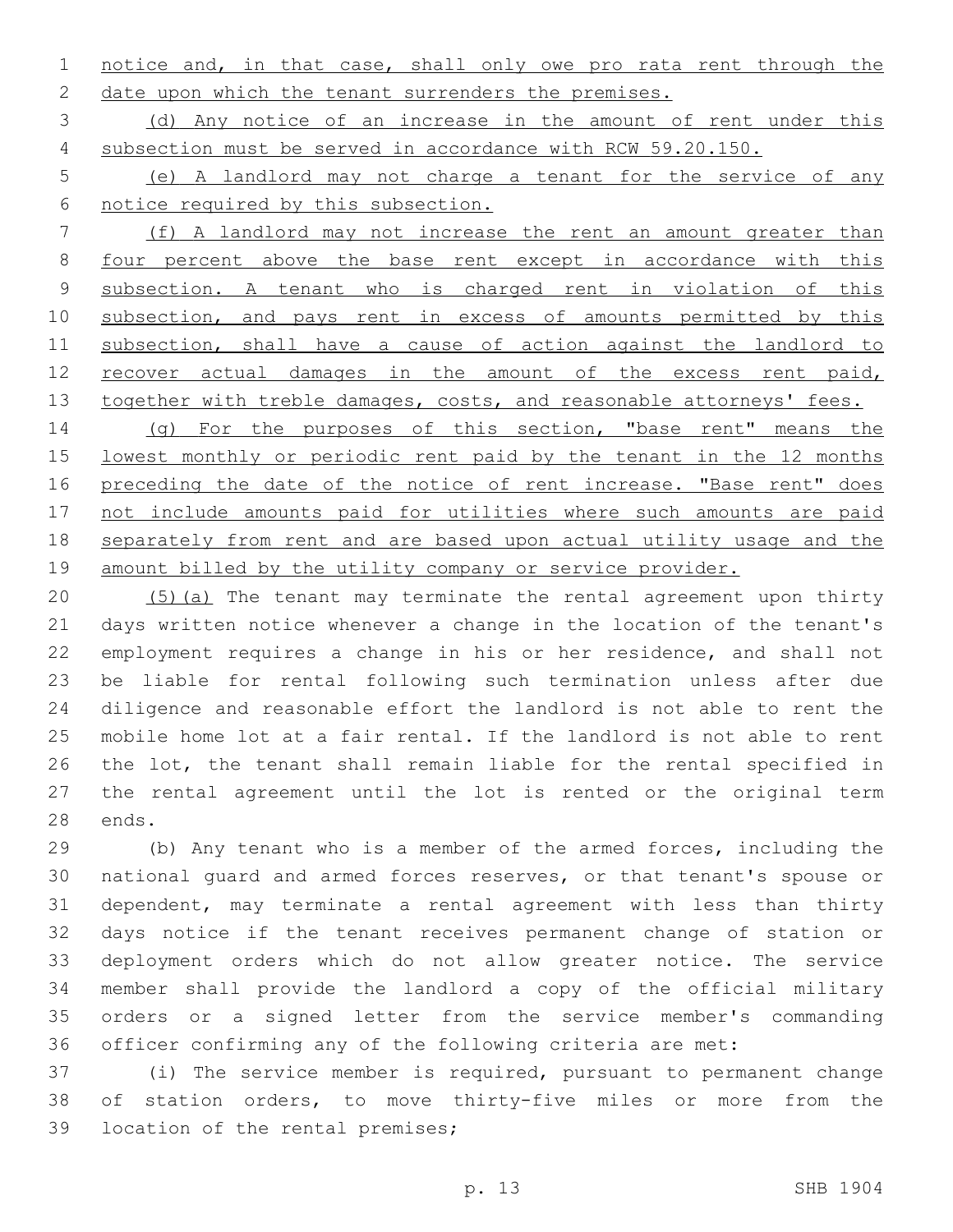notice and, in that case, shall only owe pro rata rent through the date upon which the tenant surrenders the premises.

(d) Any notice of an increase in the amount of rent under this subsection must be served in accordance with RCW 59.20.150.

(e) A landlord may not charge a tenant for the service of any notice required by this subsection.

(f) A landlord may not increase the rent an amount greater than four percent above the base rent except in accordance with this subsection. A tenant who is charged rent in violation of this subsection, and pays rent in excess of amounts permitted by this subsection, shall have a cause of action against the landlord to recover actual damages in the amount of the excess rent paid, together with treble damages, costs, and reasonable attorneys' fees.

(g) For the purposes of this section, "base rent" means the lowest monthly or periodic rent paid by the tenant in the 12 months preceding the date of the notice of rent increase. "Base rent" does not include amounts paid for utilities where such amounts are paid separately from rent and are based upon actual utility usage and the amount billed by the utility company or service provider.

(5)(a) The tenant may terminate the rental agreement upon thirty days written notice whenever a change in the location of the tenant's employment requires a change in his or her residence, and shall not be liable for rental following such termination unless after due diligence and reasonable effort the landlord is not able to rent the mobile home lot at a fair rental. If the landlord is not able to rent the lot, the tenant shall remain liable for the rental specified in the rental agreement until the lot is rented or the original term ends.

(b) Any tenant who is a member of the armed forces, including the national guard and armed forces reserves, or that tenant's spouse or dependent, may terminate a rental agreement with less than thirty days notice if the tenant receives permanent change of station or deployment orders which do not allow greater notice. The service member shall provide the landlord a copy of the official military orders or a signed letter from the service member's commanding officer confirming any of the following criteria are met:

(i) The service member is required, pursuant to permanent change of station orders, to move thirty-five miles or more from the location of the rental premises;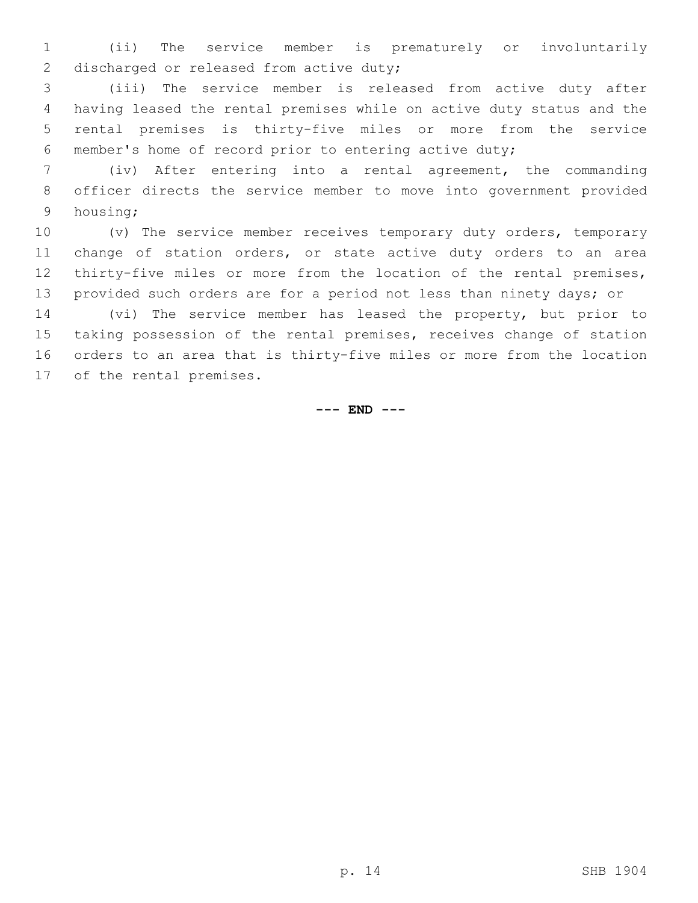(ii) The service member is prematurely or involuntarily discharged or released from active duty;

(iii) The service member is released from active duty after having leased the rental premises while on active duty status and the rental premises is thirty-five miles or more from the service member's home of record prior to entering active duty;

(iv) After entering into a rental agreement, the commanding officer directs the service member to move into government provided housing;

(v) The service member receives temporary duty orders, temporary change of station orders, or state active duty orders to an area thirty-five miles or more from the location of the rental premises, provided such orders are for a period not less than ninety days; or

(vi) The service member has leased the property, but prior to taking possession of the rental premises, receives change of station orders to an area that is thirty-five miles or more from the location of the rental premises.

**--- END ---**